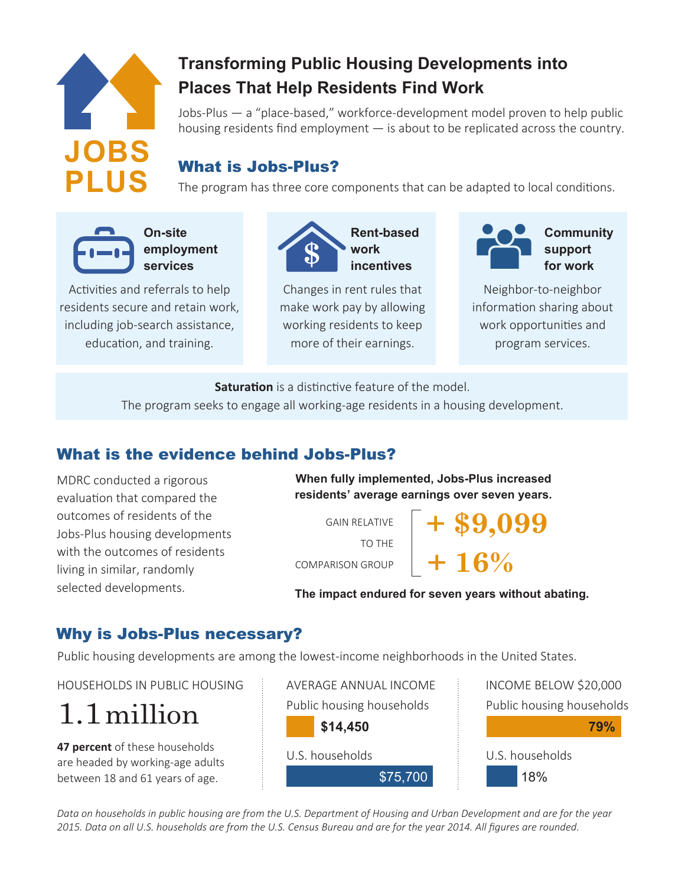# JOBS PLUS

## Transforming Public Housing Developments into Places That Help Residents Find Work

Jobs-Plus — a "place-based," workforce-development model proven to help public housing residents find employment — is about to be replicated across the country.

## What is Jobs-Plus?

The program has three core components that can be adapted to local conditions.

**On-site employment services**

Activities and referrals to help residents secure and retain work, including job-search assistance, education, and training.

**Rent-based work incentives**

Changes in rent rules that make work pay by allowing working residents to keep more of their earnings.

**Community support for work**

Neighbor-to-neighbor information sharing about work opportunities and program services.

**Saturation** is a distinctive feature of the model.
The program seeks to engage all working-age residents in a housing development.

## What is the evidence behind Jobs-Plus?

MDRC conducted a rigorous evaluation that compared the outcomes of residents of the Jobs-Plus housing developments with the outcomes of residents living in similar, randomly selected developments.

**When fully implemented, Jobs-Plus increased residents' average earnings over seven years.**

GAIN RELATIVE TO THE COMPARISON GROUP

**+ $9,099**

**+ 16%**

**The impact endured for seven years without abating.**

## Why is Jobs-Plus necessary?

Public housing developments are among the lowest-income neighborhoods in the United States.

HOUSEHOLDS IN PUBLIC HOUSING

1.1 million

**47 percent** of these households are headed by working-age adults between 18 and 61 years of age.

AVERAGE ANNUAL INCOME

| | |
|---|---|
| Public housing households | $14,450 |
| U.S. households | $75,700 |

INCOME BELOW $20,000

| | |
|---|---|
| Public housing households | 79% |
| U.S. households | 18% |

*Data on households in public housing are from the U.S. Department of Housing and Urban Development and are for the year 2015. Data on all U.S. households are from the U.S. Census Bureau and are for the year 2014. All figures are rounded.*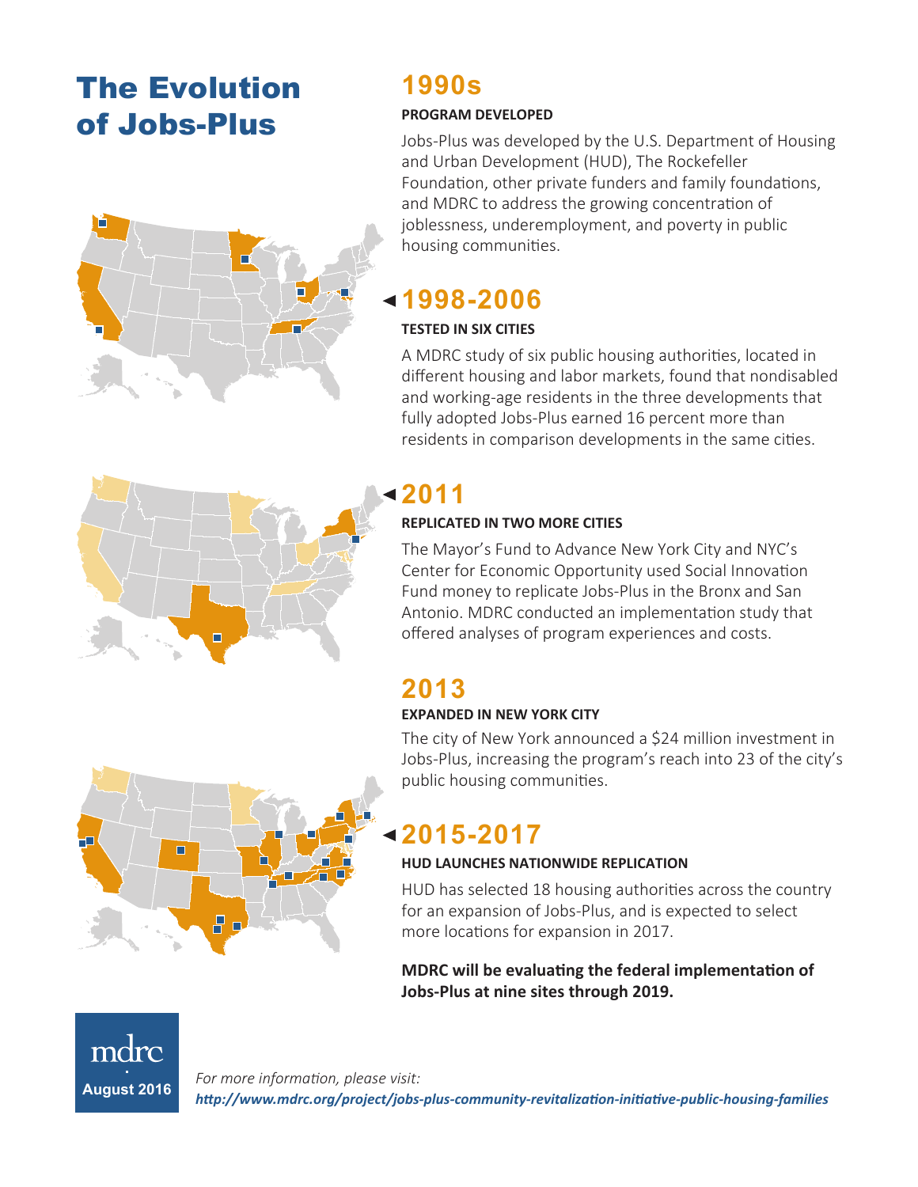# The Evolution of Jobs-Plus

## 1990s

**PROGRAM DEVELOPED**

Jobs-Plus was developed by the U.S. Department of Housing and Urban Development (HUD), The Rockefeller Foundation, other private funders and family foundations, and MDRC to address the growing concentration of joblessness, underemployment, and poverty in public housing communities.

## 1998-2006

**TESTED IN SIX CITIES**

A MDRC study of six public housing authorities, located in different housing and labor markets, found that nondisabled and working-age residents in the three developments that fully adopted Jobs-Plus earned 16 percent more than residents in comparison developments in the same cities.

## 2011

**REPLICATED IN TWO MORE CITIES**

The Mayor's Fund to Advance New York City and NYC's Center for Economic Opportunity used Social Innovation Fund money to replicate Jobs-Plus in the Bronx and San Antonio. MDRC conducted an implementation study that offered analyses of program experiences and costs.

## 2013

**EXPANDED IN NEW YORK CITY**

The city of New York announced a $24 million investment in Jobs-Plus, increasing the program's reach into 23 of the city's public housing communities.

## 2015-2017

**HUD LAUNCHES NATIONWIDE REPLICATION**

HUD has selected 18 housing authorities across the country for an expansion of Jobs-Plus, and is expected to select more locations for expansion in 2017.

**MDRC will be evaluating the federal implementation of Jobs-Plus at nine sites through 2019.**

mdrc

August 2016

*For more information, please visit:*

***http://www.mdrc.org/project/jobs-plus-community-revitalization-initiative-public-housing-families***